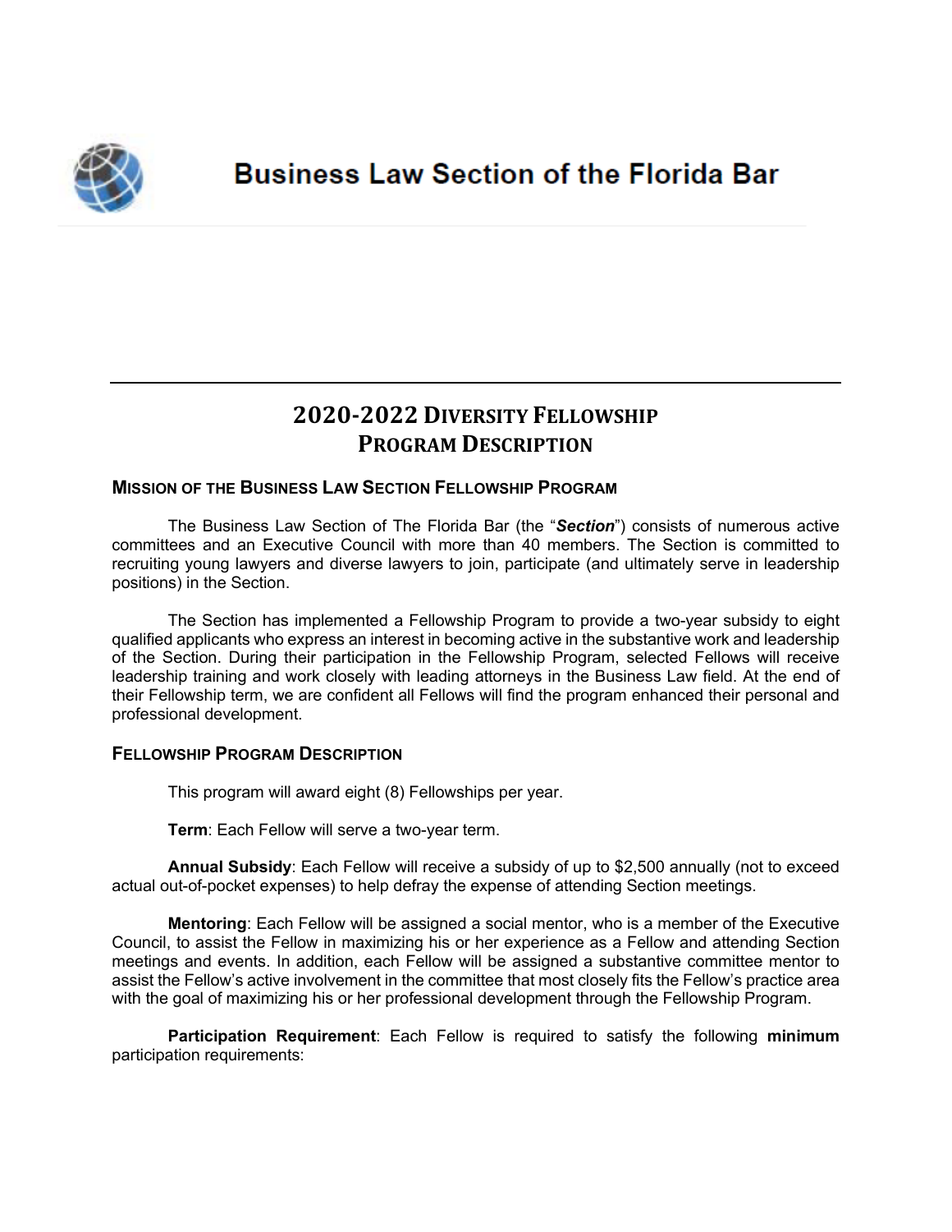# Business Law Section of the Florida Bar

---

## 2020-2022 DIVERSITY FELLOWSHIP PROGRAM DESCRIPTION

### MISSION OF THE BUSINESS LAW SECTION FELLOWSHIP PROGRAM

The Business Law Section of The Florida Bar (the "***Section***") consists of numerous active committees and an Executive Council with more than 40 members. The Section is committed to recruiting young lawyers and diverse lawyers to join, participate (and ultimately serve in leadership positions) in the Section.

The Section has implemented a Fellowship Program to provide a two-year subsidy to eight qualified applicants who express an interest in becoming active in the substantive work and leadership of the Section. During their participation in the Fellowship Program, selected Fellows will receive leadership training and work closely with leading attorneys in the Business Law field. At the end of their Fellowship term, we are confident all Fellows will find the program enhanced their personal and professional development.

### FELLOWSHIP PROGRAM DESCRIPTION

This program will award eight (8) Fellowships per year.

**Term**: Each Fellow will serve a two-year term.

**Annual Subsidy**: Each Fellow will receive a subsidy of up to $2,500 annually (not to exceed actual out-of-pocket expenses) to help defray the expense of attending Section meetings.

**Mentoring**: Each Fellow will be assigned a social mentor, who is a member of the Executive Council, to assist the Fellow in maximizing his or her experience as a Fellow and attending Section meetings and events. In addition, each Fellow will be assigned a substantive committee mentor to assist the Fellow's active involvement in the committee that most closely fits the Fellow's practice area with the goal of maximizing his or her professional development through the Fellowship Program.

**Participation Requirement**: Each Fellow is required to satisfy the following **minimum** participation requirements: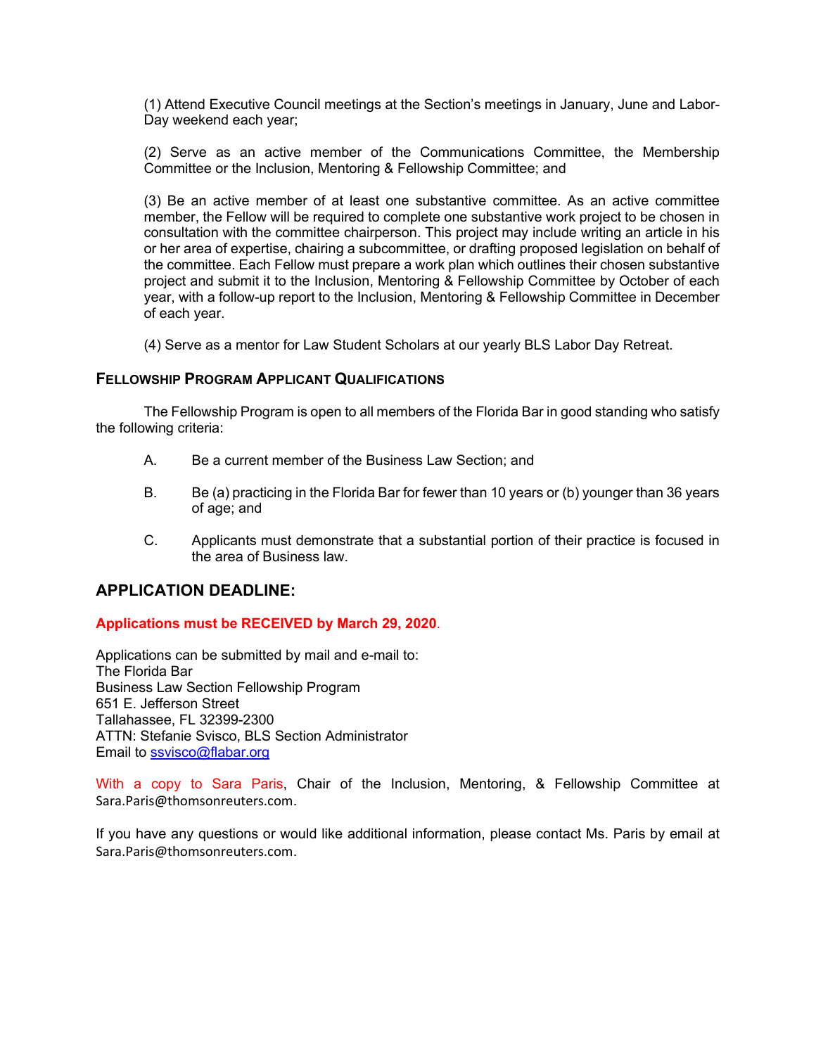(1) Attend Executive Council meetings at the Section's meetings in January, June and Labor-Day weekend each year;

(2) Serve as an active member of the Communications Committee, the Membership Committee or the Inclusion, Mentoring & Fellowship Committee; and

(3) Be an active member of at least one substantive committee. As an active committee member, the Fellow will be required to complete one substantive work project to be chosen in consultation with the committee chairperson. This project may include writing an article in his or her area of expertise, chairing a subcommittee, or drafting proposed legislation on behalf of the committee. Each Fellow must prepare a work plan which outlines their chosen substantive project and submit it to the Inclusion, Mentoring & Fellowship Committee by October of each year, with a follow-up report to the Inclusion, Mentoring & Fellowship Committee in December of each year.

(4) Serve as a mentor for Law Student Scholars at our yearly BLS Labor Day Retreat.

### FELLOWSHIP PROGRAM APPLICANT QUALIFICATIONS

The Fellowship Program is open to all members of the Florida Bar in good standing who satisfy the following criteria:

A. Be a current member of the Business Law Section; and

B. Be (a) practicing in the Florida Bar for fewer than 10 years or (b) younger than 36 years of age; and

C. Applicants must demonstrate that a substantial portion of their practice is focused in the area of Business law.

## APPLICATION DEADLINE:

**Applications must be RECEIVED by March 29, 2020**.

Applications can be submitted by mail and e-mail to:
The Florida Bar
Business Law Section Fellowship Program
651 E. Jefferson Street
Tallahassee, FL 32399-2300
ATTN: Stefanie Svisco, BLS Section Administrator
Email to ssvisco@flabar.org

With a copy to Sara Paris, Chair of the Inclusion, Mentoring, & Fellowship Committee at Sara.Paris@thomsonreuters.com.

If you have any questions or would like additional information, please contact Ms. Paris by email at Sara.Paris@thomsonreuters.com.